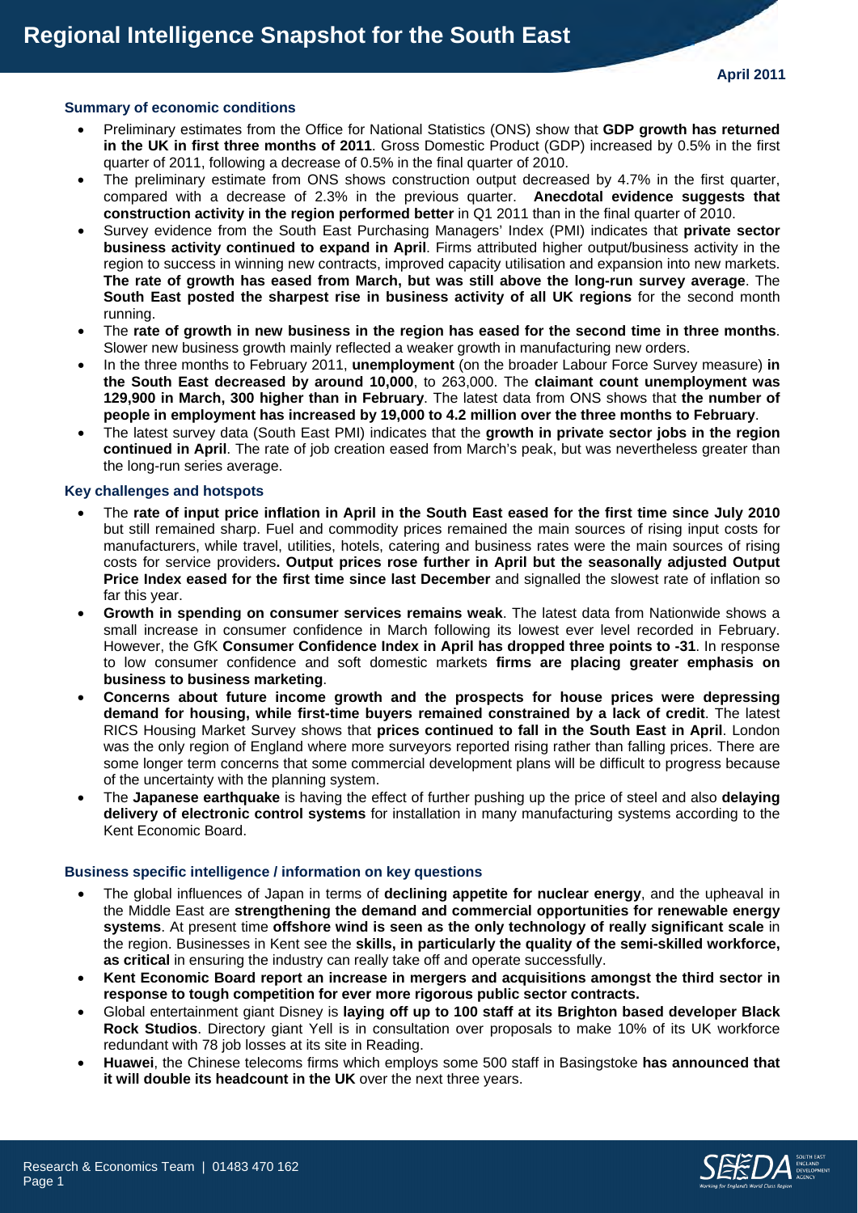# Regional Intelligence Snapshot for the South East

**April 2011**

### Summary of economic conditions

- Preliminary estimates from the Office for National Statistics (ONS) show that **GDP growth has returned in the UK in first three months of 2011**. Gross Domestic Product (GDP) increased by 0.5% in the first quarter of 2011, following a decrease of 0.5% in the final quarter of 2010.
- The preliminary estimate from ONS shows construction output decreased by 4.7% in the first quarter, compared with a decrease of 2.3% in the previous quarter. **Anecdotal evidence suggests that construction activity in the region performed better** in Q1 2011 than in the final quarter of 2010.
- Survey evidence from the South East Purchasing Managers' Index (PMI) indicates that **private sector business activity continued to expand in April**. Firms attributed higher output/business activity in the region to success in winning new contracts, improved capacity utilisation and expansion into new markets. **The rate of growth has eased from March, but was still above the long-run survey average**. The **South East posted the sharpest rise in business activity of all UK regions** for the second month running.
- The **rate of growth in new business in the region has eased for the second time in three months**. Slower new business growth mainly reflected a weaker growth in manufacturing new orders.
- In the three months to February 2011, **unemployment** (on the broader Labour Force Survey measure) **in the South East decreased by around 10,000**, to 263,000. The **claimant count unemployment was 129,900 in March, 300 higher than in February**. The latest data from ONS shows that **the number of people in employment has increased by 19,000 to 4.2 million over the three months to February**.
- The latest survey data (South East PMI) indicates that the **growth in private sector jobs in the region continued in April**. The rate of job creation eased from March's peak, but was nevertheless greater than the long-run series average.

### Key challenges and hotspots

- The **rate of input price inflation in April in the South East eased for the first time since July 2010** but still remained sharp. Fuel and commodity prices remained the main sources of rising input costs for manufacturers, while travel, utilities, hotels, catering and business rates were the main sources of rising costs for service providers**. Output prices rose further in April but the seasonally adjusted Output Price Index eased for the first time since last December** and signalled the slowest rate of inflation so far this year.
- **Growth in spending on consumer services remains weak**. The latest data from Nationwide shows a small increase in consumer confidence in March following its lowest ever level recorded in February. However, the GfK **Consumer Confidence Index in April has dropped three points to -31**. In response to low consumer confidence and soft domestic markets **firms are placing greater emphasis on business to business marketing**.
- **Concerns about future income growth and the prospects for house prices were depressing demand for housing, while first-time buyers remained constrained by a lack of credit**. The latest RICS Housing Market Survey shows that **prices continued to fall in the South East in April**. London was the only region of England where more surveyors reported rising rather than falling prices. There are some longer term concerns that some commercial development plans will be difficult to progress because of the uncertainty with the planning system.
- The **Japanese earthquake** is having the effect of further pushing up the price of steel and also **delaying delivery of electronic control systems** for installation in many manufacturing systems according to the Kent Economic Board.

### Business specific intelligence / information on key questions

- The global influences of Japan in terms of **declining appetite for nuclear energy**, and the upheaval in the Middle East are **strengthening the demand and commercial opportunities for renewable energy systems**. At present time **offshore wind is seen as the only technology of really significant scale** in the region. Businesses in Kent see the **skills, in particularly the quality of the semi-skilled workforce, as critical** in ensuring the industry can really take off and operate successfully.
- **Kent Economic Board report an increase in mergers and acquisitions amongst the third sector in response to tough competition for ever more rigorous public sector contracts.**
- Global entertainment giant Disney is **laying off up to 100 staff at its Brighton based developer Black Rock Studios**. Directory giant Yell is in consultation over proposals to make 10% of its UK workforce redundant with 78 job losses at its site in Reading.
- **Huawei**, the Chinese telecoms firms which employs some 500 staff in Basingstoke **has announced that it will double its headcount in the UK** over the next three years.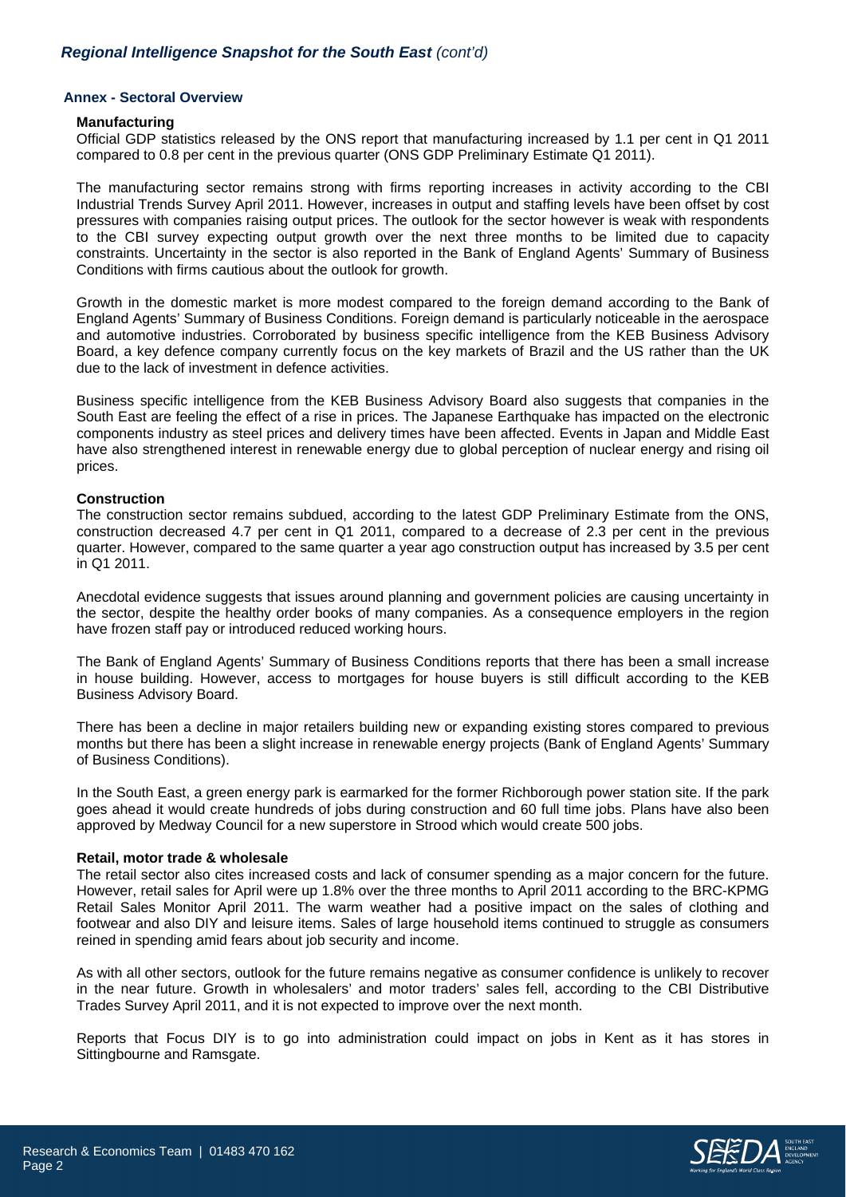## Annex - Sectoral Overview

### Manufacturing

Official GDP statistics released by the ONS report that manufacturing increased by 1.1 per cent in Q1 2011 compared to 0.8 per cent in the previous quarter (ONS GDP Preliminary Estimate Q1 2011).

The manufacturing sector remains strong with firms reporting increases in activity according to the CBI Industrial Trends Survey April 2011. However, increases in output and staffing levels have been offset by cost pressures with companies raising output prices. The outlook for the sector however is weak with respondents to the CBI survey expecting output growth over the next three months to be limited due to capacity constraints. Uncertainty in the sector is also reported in the Bank of England Agents' Summary of Business Conditions with firms cautious about the outlook for growth.

Growth in the domestic market is more modest compared to the foreign demand according to the Bank of England Agents' Summary of Business Conditions. Foreign demand is particularly noticeable in the aerospace and automotive industries. Corroborated by business specific intelligence from the KEB Business Advisory Board, a key defence company currently focus on the key markets of Brazil and the US rather than the UK due to the lack of investment in defence activities.

Business specific intelligence from the KEB Business Advisory Board also suggests that companies in the South East are feeling the effect of a rise in prices. The Japanese Earthquake has impacted on the electronic components industry as steel prices and delivery times have been affected. Events in Japan and Middle East have also strengthened interest in renewable energy due to global perception of nuclear energy and rising oil prices.

### Construction

The construction sector remains subdued, according to the latest GDP Preliminary Estimate from the ONS, construction decreased 4.7 per cent in Q1 2011, compared to a decrease of 2.3 per cent in the previous quarter. However, compared to the same quarter a year ago construction output has increased by 3.5 per cent in Q1 2011.

Anecdotal evidence suggests that issues around planning and government policies are causing uncertainty in the sector, despite the healthy order books of many companies. As a consequence employers in the region have frozen staff pay or introduced reduced working hours.

The Bank of England Agents' Summary of Business Conditions reports that there has been a small increase in house building. However, access to mortgages for house buyers is still difficult according to the KEB Business Advisory Board.

There has been a decline in major retailers building new or expanding existing stores compared to previous months but there has been a slight increase in renewable energy projects (Bank of England Agents' Summary of Business Conditions).

In the South East, a green energy park is earmarked for the former Richborough power station site. If the park goes ahead it would create hundreds of jobs during construction and 60 full time jobs. Plans have also been approved by Medway Council for a new superstore in Strood which would create 500 jobs.

### Retail, motor trade & wholesale

The retail sector also cites increased costs and lack of consumer spending as a major concern for the future. However, retail sales for April were up 1.8% over the three months to April 2011 according to the BRC-KPMG Retail Sales Monitor April 2011. The warm weather had a positive impact on the sales of clothing and footwear and also DIY and leisure items. Sales of large household items continued to struggle as consumers reined in spending amid fears about job security and income.

As with all other sectors, outlook for the future remains negative as consumer confidence is unlikely to recover in the near future. Growth in wholesalers' and motor traders' sales fell, according to the CBI Distributive Trades Survey April 2011, and it is not expected to improve over the next month.

Reports that Focus DIY is to go into administration could impact on jobs in Kent as it has stores in Sittingbourne and Ramsgate.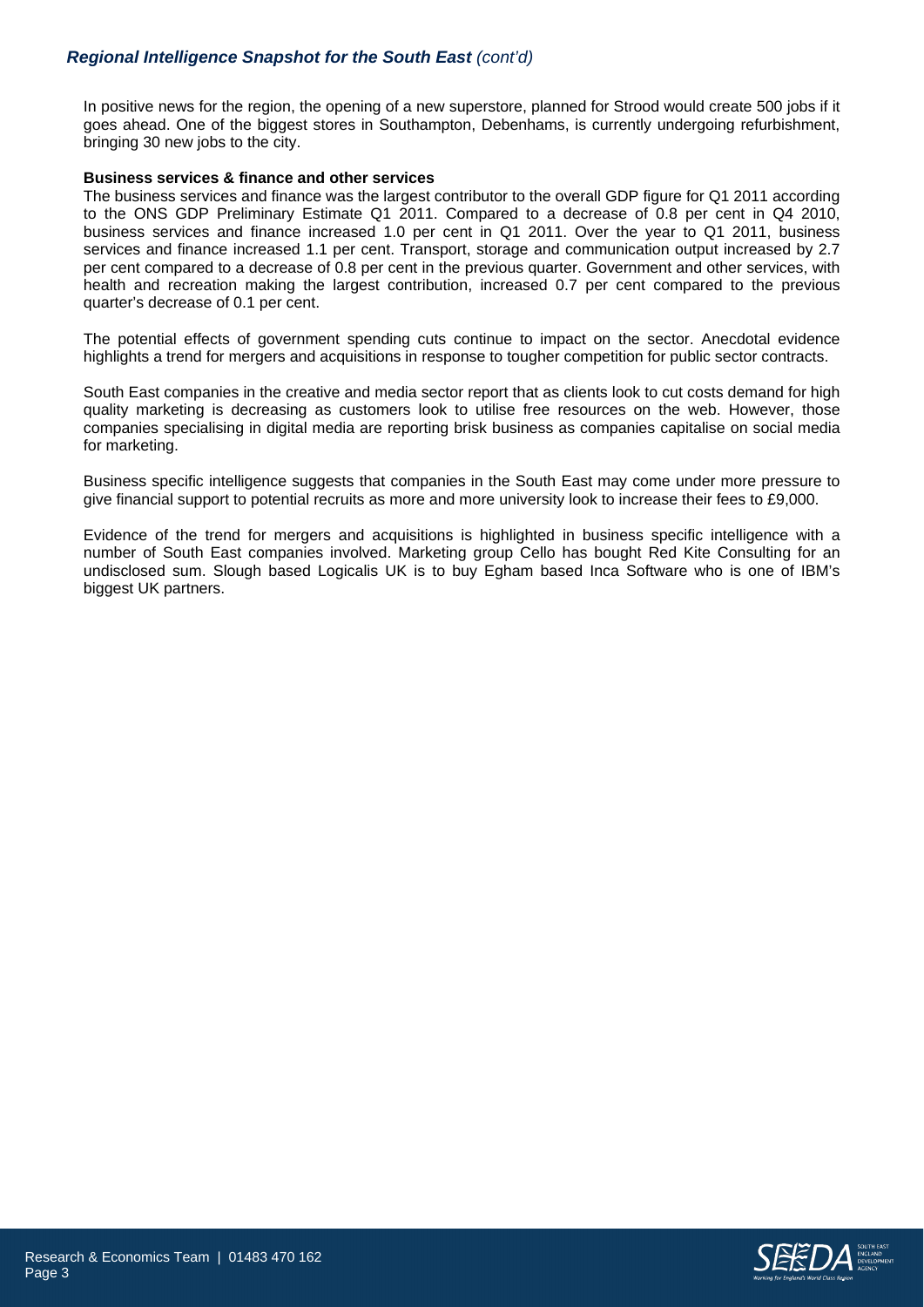In positive news for the region, the opening of a new superstore, planned for Strood would create 500 jobs if it goes ahead. One of the biggest stores in Southampton, Debenhams, is currently undergoing refurbishment, bringing 30 new jobs to the city.

**Business services & finance and other services**

The business services and finance was the largest contributor to the overall GDP figure for Q1 2011 according to the ONS GDP Preliminary Estimate Q1 2011. Compared to a decrease of 0.8 per cent in Q4 2010, business services and finance increased 1.0 per cent in Q1 2011. Over the year to Q1 2011, business services and finance increased 1.1 per cent. Transport, storage and communication output increased by 2.7 per cent compared to a decrease of 0.8 per cent in the previous quarter. Government and other services, with health and recreation making the largest contribution, increased 0.7 per cent compared to the previous quarter's decrease of 0.1 per cent.

The potential effects of government spending cuts continue to impact on the sector. Anecdotal evidence highlights a trend for mergers and acquisitions in response to tougher competition for public sector contracts.

South East companies in the creative and media sector report that as clients look to cut costs demand for high quality marketing is decreasing as customers look to utilise free resources on the web. However, those companies specialising in digital media are reporting brisk business as companies capitalise on social media for marketing.

Business specific intelligence suggests that companies in the South East may come under more pressure to give financial support to potential recruits as more and more university look to increase their fees to £9,000.

Evidence of the trend for mergers and acquisitions is highlighted in business specific intelligence with a number of South East companies involved. Marketing group Cello has bought Red Kite Consulting for an undisclosed sum. Slough based Logicalis UK is to buy Egham based Inca Software who is one of IBM's biggest UK partners.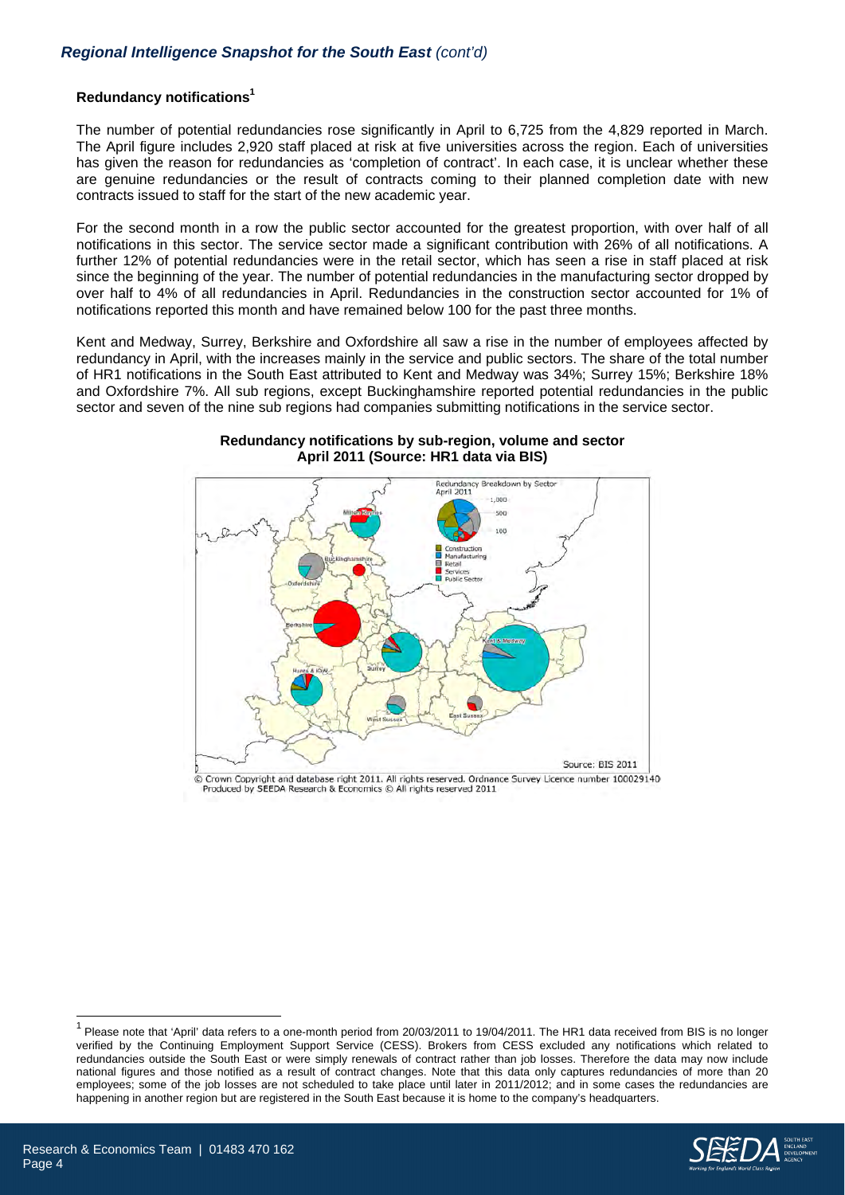### Redundancy notifications[1]

The number of potential redundancies rose significantly in April to 6,725 from the 4,829 reported in March. The April figure includes 2,920 staff placed at risk at five universities across the region. Each of universities has given the reason for redundancies as 'completion of contract'. In each case, it is unclear whether these are genuine redundancies or the result of contracts coming to their planned completion date with new contracts issued to staff for the start of the new academic year.

For the second month in a row the public sector accounted for the greatest proportion, with over half of all notifications in this sector. The service sector made a significant contribution with 26% of all notifications. A further 12% of potential redundancies were in the retail sector, which has seen a rise in staff placed at risk since the beginning of the year. The number of potential redundancies in the manufacturing sector dropped by over half to 4% of all redundancies in April. Redundancies in the construction sector accounted for 1% of notifications reported this month and have remained below 100 for the past three months.

Kent and Medway, Surrey, Berkshire and Oxfordshire all saw a rise in the number of employees affected by redundancy in April, with the increases mainly in the service and public sectors. The share of the total number of HR1 notifications in the South East attributed to Kent and Medway was 34%; Surrey 15%; Berkshire 18% and Oxfordshire 7%. All sub regions, except Buckinghamshire reported potential redundancies in the public sector and seven of the nine sub regions had companies submitting notifications in the service sector.

**Redundancy notifications by sub-region, volume and sector**
**April 2011 (Source: HR1 data via BIS)**

Redundancy Breakdown by Sector
April 2011
1,000
500
100
Construction
Manufacturing
Retail
Services
Public Sector

Milton Keynes
Buckinghamshire
Oxfordshire
Berkshire
Surrey
Kent & Medway
Hants & IOW
West Sussex
East Sussex

Source: BIS 2011

© Crown Copyright and database right 2011. All rights reserved. Ordnance Survey Licence number 100029140
Produced by SEEDA Research & Economics © All rights reserved 2011

---

[1] Please note that 'April' data refers to a one-month period from 20/03/2011 to 19/04/2011. The HR1 data received from BIS is no longer verified by the Continuing Employment Support Service (CESS). Brokers from CESS excluded any notifications which related to redundancies outside the South East or were simply renewals of contract rather than job losses. Therefore the data may now include national figures and those notified as a result of contract changes. Note that this data only captures redundancies of more than 20 employees; some of the job losses are not scheduled to take place until later in 2011/2012; and in some cases the redundancies are happening in another region but are registered in the South East because it is home to the company's headquarters.